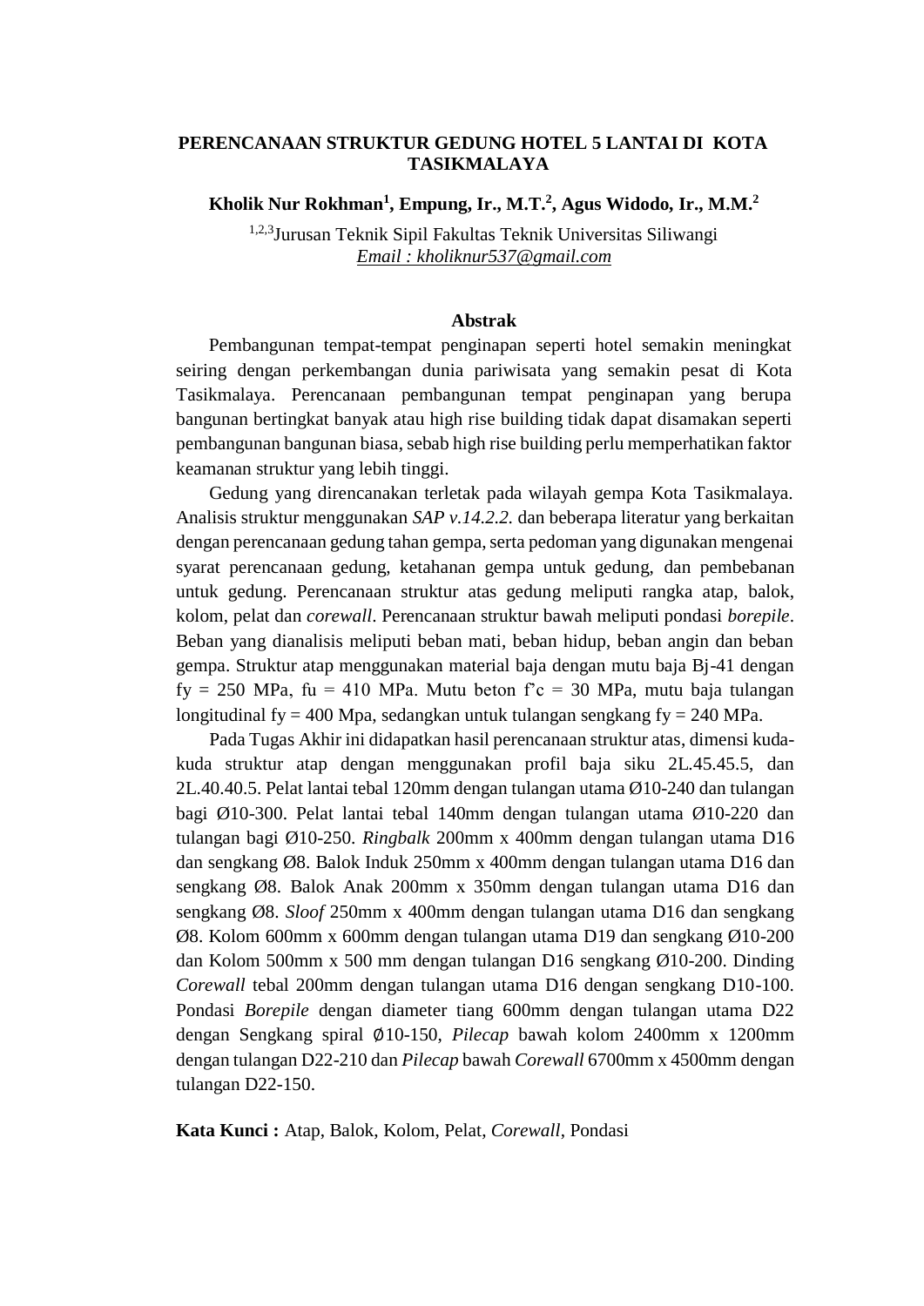# PERENCANAAN STRUKTUR GEDUNG HOTEL 5 LANTAI DI KOTA TASIKMALAYA

**Kholik Nur Rokhman[1], Empung, Ir., M.T.[2], Agus Widodo, Ir., M.M.[2]**

[1,2,3]Jurusan Teknik Sipil Fakultas Teknik Universitas Siliwangi
Email : kholiknur537@gmail.com

## Abstrak

Pembangunan tempat-tempat penginapan seperti hotel semakin meningkat seiring dengan perkembangan dunia pariwisata yang semakin pesat di Kota Tasikmalaya. Perencanaan pembangunan tempat penginapan yang berupa bangunan bertingkat banyak atau high rise building tidak dapat disamakan seperti pembangunan bangunan biasa, sebab high rise building perlu memperhatikan faktor keamanan struktur yang lebih tinggi.

Gedung yang direncanakan terletak pada wilayah gempa Kota Tasikmalaya. Analisis struktur menggunakan *SAP v.14.2.2.* dan beberapa literatur yang berkaitan dengan perencanaan gedung tahan gempa, serta pedoman yang digunakan mengenai syarat perencanaan gedung, ketahanan gempa untuk gedung, dan pembebanan untuk gedung. Perencanaan struktur atas gedung meliputi rangka atap, balok, kolom, pelat dan *corewall*. Perencanaan struktur bawah meliputi pondasi *borepile*. Beban yang dianalisis meliputi beban mati, beban hidup, beban angin dan beban gempa. Struktur atap menggunakan material baja dengan mutu baja Bj-41 dengan fy = 250 MPa, fu = 410 MPa. Mutu beton f'c = 30 MPa, mutu baja tulangan longitudinal fy = 400 Mpa, sedangkan untuk tulangan sengkang fy = 240 MPa.

Pada Tugas Akhir ini didapatkan hasil perencanaan struktur atas, dimensi kuda-kuda struktur atap dengan menggunakan profil baja siku 2L.45.45.5, dan 2L.40.40.5. Pelat lantai tebal 120mm dengan tulangan utama Ø10-240 dan tulangan bagi Ø10-300. Pelat lantai tebal 140mm dengan tulangan utama Ø10-220 dan tulangan bagi Ø10-250. *Ringbalk* 200mm x 400mm dengan tulangan utama D16 dan sengkang Ø8. Balok Induk 250mm x 400mm dengan tulangan utama D16 dan sengkang Ø8. Balok Anak 200mm x 350mm dengan tulangan utama D16 dan sengkang Ø8. *Sloof* 250mm x 400mm dengan tulangan utama D16 dan sengkang Ø8. Kolom 600mm x 600mm dengan tulangan utama D19 dan sengkang Ø10-200 dan Kolom 500mm x 500 mm dengan tulangan D16 sengkang Ø10-200. Dinding *Corewall* tebal 200mm dengan tulangan utama D16 dengan sengkang D10-100. Pondasi *Borepile* dengan diameter tiang 600mm dengan tulangan utama D22 dengan Sengkang spiral ∅10-150, *Pilecap* bawah kolom 2400mm x 1200mm dengan tulangan D22-210 dan *Pilecap* bawah *Corewall* 6700mm x 4500mm dengan tulangan D22-150.

**Kata Kunci :** Atap, Balok, Kolom, Pelat, *Corewall*, Pondasi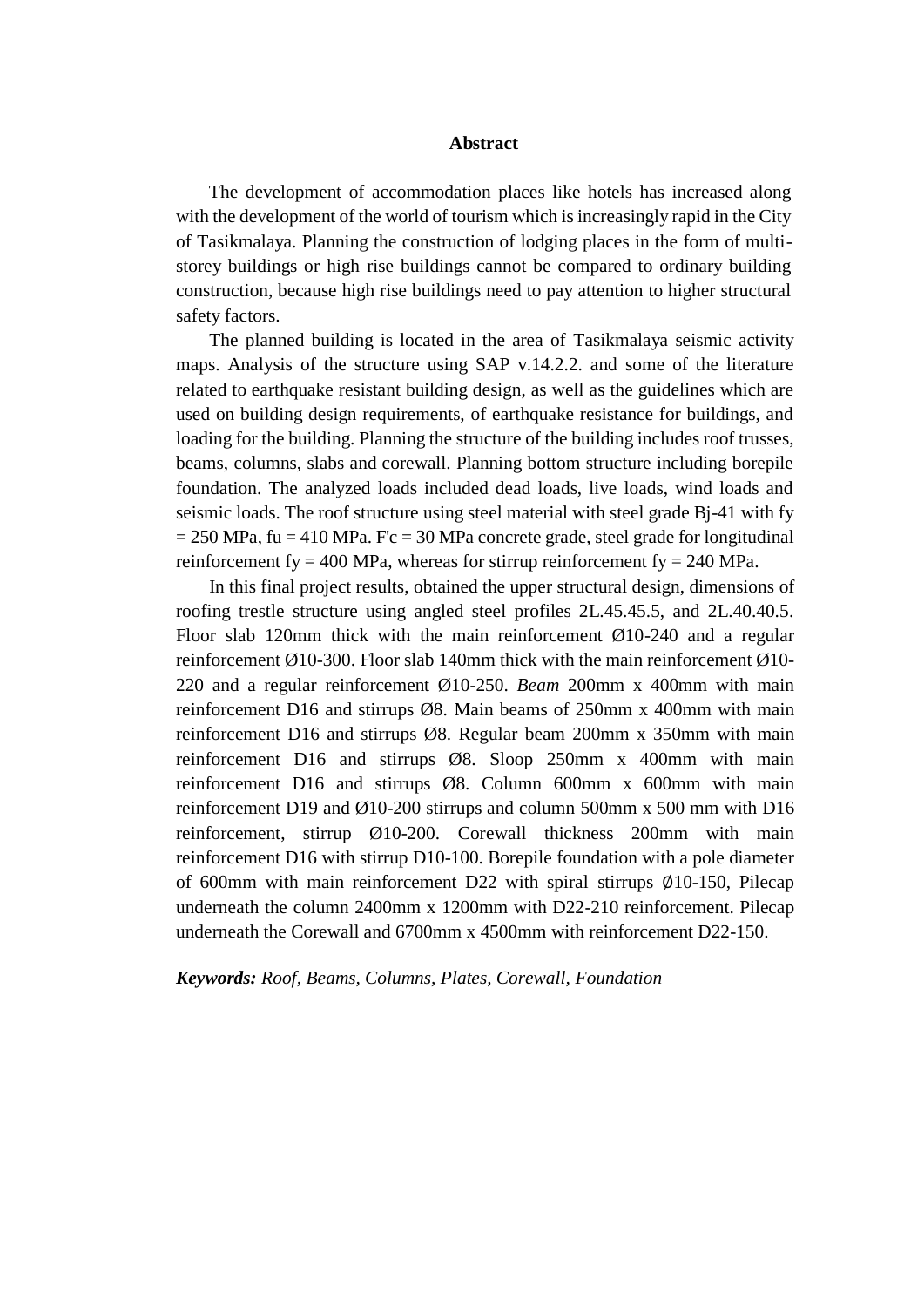**Abstract**

The development of accommodation places like hotels has increased along with the development of the world of tourism which is increasingly rapid in the City of Tasikmalaya. Planning the construction of lodging places in the form of multi-storey buildings or high rise buildings cannot be compared to ordinary building construction, because high rise buildings need to pay attention to higher structural safety factors.

The planned building is located in the area of Tasikmalaya seismic activity maps. Analysis of the structure using SAP v.14.2.2. and some of the literature related to earthquake resistant building design, as well as the guidelines which are used on building design requirements, of earthquake resistance for buildings, and loading for the building. Planning the structure of the building includes roof trusses, beams, columns, slabs and corewall. Planning bottom structure including borepile foundation. The analyzed loads included dead loads, live loads, wind loads and seismic loads. The roof structure using steel material with steel grade Bj-41 with fy = 250 MPa, fu = 410 MPa. F'c = 30 MPa concrete grade, steel grade for longitudinal reinforcement fy = 400 MPa, whereas for stirrup reinforcement fy = 240 MPa.

In this final project results, obtained the upper structural design, dimensions of roofing trestle structure using angled steel profiles 2L.45.45.5, and 2L.40.40.5. Floor slab 120mm thick with the main reinforcement Ø10-240 and a regular reinforcement Ø10-300. Floor slab 140mm thick with the main reinforcement Ø10-220 and a regular reinforcement Ø10-250. *Beam* 200mm x 400mm with main reinforcement D16 and stirrups Ø8. Main beams of 250mm x 400mm with main reinforcement D16 and stirrups Ø8. Regular beam 200mm x 350mm with main reinforcement D16 and stirrups Ø8. Sloop 250mm x 400mm with main reinforcement D16 and stirrups Ø8. Column 600mm x 600mm with main reinforcement D19 and Ø10-200 stirrups and column 500mm x 500 mm with D16 reinforcement, stirrup Ø10-200. Corewall thickness 200mm with main reinforcement D16 with stirrup D10-100. Borepile foundation with a pole diameter of 600mm with main reinforcement D22 with spiral stirrups Ø10-150, Pilecap underneath the column 2400mm x 1200mm with D22-210 reinforcement. Pilecap underneath the Corewall and 6700mm x 4500mm with reinforcement D22-150.

***Keywords:*** *Roof, Beams, Columns, Plates, Corewall, Foundation*